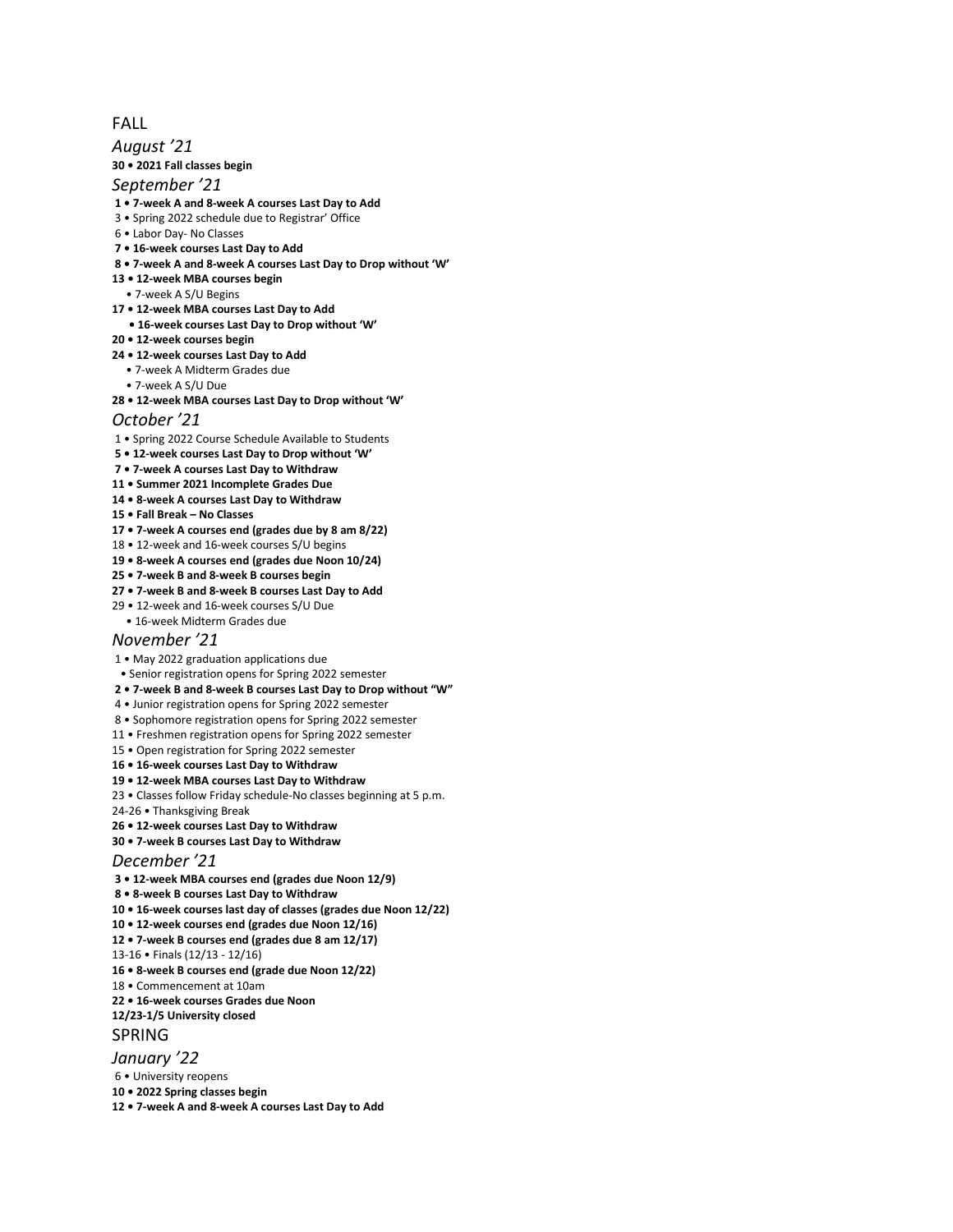## FALL

### *August '21*

**30 • 2021 Fall classes begin**

### *September '21*

**1 • 7-week A and 8-week A courses Last Day to Add**
3 • Spring 2022 schedule due to Registrar' Office
6 • Labor Day- No Classes
**7 • 16-week courses Last Day to Add**
**8 • 7-week A and 8-week A courses Last Day to Drop without 'W'**
**13 • 12-week MBA courses begin**
• 7-week A S/U Begins
**17 • 12-week MBA courses Last Day to Add**
**• 16-week courses Last Day to Drop without 'W'**
**20 • 12-week courses begin**
**24 • 12-week courses Last Day to Add**
• 7-week A Midterm Grades due
• 7-week A S/U Due
**28 • 12-week MBA courses Last Day to Drop without 'W'**

### *October '21*

1 • Spring 2022 Course Schedule Available to Students
**5 • 12-week courses Last Day to Drop without 'W'**
**7 • 7-week A courses Last Day to Withdraw**
**11 • Summer 2021 Incomplete Grades Due**
**14 • 8-week A courses Last Day to Withdraw**
**15 • Fall Break – No Classes**
**17 • 7-week A courses end (grades due by 8 am 8/22)**
18 • 12-week and 16-week courses S/U begins
**19 • 8-week A courses end (grades due Noon 10/24)**
**25 • 7-week B and 8-week B courses begin**
**27 • 7-week B and 8-week B courses Last Day to Add**
29 • 12-week and 16-week courses S/U Due
• 16-week Midterm Grades due

### *November '21*

1 • May 2022 graduation applications due
• Senior registration opens for Spring 2022 semester
**2 • 7-week B and 8-week B courses Last Day to Drop without "W"**
4 • Junior registration opens for Spring 2022 semester
8 • Sophomore registration opens for Spring 2022 semester
11 • Freshmen registration opens for Spring 2022 semester
15 • Open registration for Spring 2022 semester
**16 • 16-week courses Last Day to Withdraw**
**19 • 12-week MBA courses Last Day to Withdraw**
23 • Classes follow Friday schedule-No classes beginning at 5 p.m.
24-26 • Thanksgiving Break
**26 • 12-week courses Last Day to Withdraw**
**30 • 7-week B courses Last Day to Withdraw**

### *December '21*

**3 • 12-week MBA courses end (grades due Noon 12/9)**
**8 • 8-week B courses Last Day to Withdraw**
**10 • 16-week courses last day of classes (grades due Noon 12/22)**
**10 • 12-week courses end (grades due Noon 12/16)**
**12 • 7-week B courses end (grades due 8 am 12/17)**
13-16 • Finals (12/13 - 12/16)
**16 • 8-week B courses end (grade due Noon 12/22)**
18 • Commencement at 10am
**22 • 16-week courses Grades due Noon**
**12/23-1/5 University closed**

## SPRING

### *January '22*

6 • University reopens
**10 • 2022 Spring classes begin**
**12 • 7-week A and 8-week A courses Last Day to Add**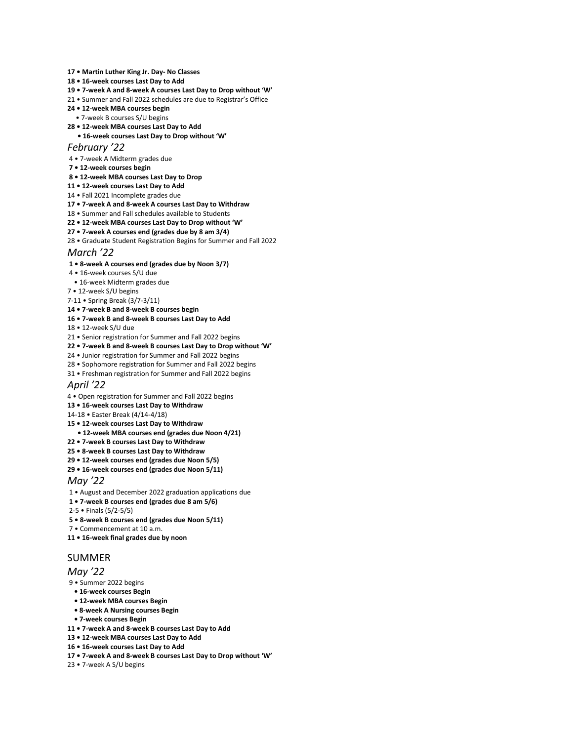**17 • Martin Luther King Jr. Day- No Classes**
**18 • 16-week courses Last Day to Add**
**19 • 7-week A and 8-week A courses Last Day to Drop without 'W'**
21 • Summer and Fall 2022 schedules are due to Registrar's Office
**24 • 12-week MBA courses begin**
• 7-week B courses S/U begins
**28 • 12-week MBA courses Last Day to Add**
**• 16-week courses Last Day to Drop without 'W'**

### *February '22*

4 • 7-week A Midterm grades due
**7 • 12-week courses begin**
**8 • 12-week MBA courses Last Day to Drop**
**11 • 12-week courses Last Day to Add**
14 • Fall 2021 Incomplete grades due
**17 • 7-week A and 8-week A courses Last Day to Withdraw**
18 • Summer and Fall schedules available to Students
**22 • 12-week MBA courses Last Day to Drop without 'W'**
**27 • 7-week A courses end (grades due by 8 am 3/4)**
28 • Graduate Student Registration Begins for Summer and Fall 2022

### *March '22*

**1 • 8-week A courses end (grades due by Noon 3/7)**
4 • 16-week courses S/U due
• 16-week Midterm grades due
7 • 12-week S/U begins
7-11 • Spring Break (3/7-3/11)
**14 • 7-week B and 8-week B courses begin**
**16 • 7-week B and 8-week B courses Last Day to Add**
18 • 12-week S/U due
21 • Senior registration for Summer and Fall 2022 begins
**22 • 7-week B and 8-week B courses Last Day to Drop without 'W'**
24 • Junior registration for Summer and Fall 2022 begins
28 • Sophomore registration for Summer and Fall 2022 begins
31 • Freshman registration for Summer and Fall 2022 begins

### *April '22*

4 • Open registration for Summer and Fall 2022 begins
**13 • 16-week courses Last Day to Withdraw**
14-18 • Easter Break (4/14-4/18)
**15 • 12-week courses Last Day to Withdraw**
**• 12-week MBA courses end (grades due Noon 4/21)**
**22 • 7-week B courses Last Day to Withdraw**
**25 • 8-week B courses Last Day to Withdraw**
**29 • 12-week courses end (grades due Noon 5/5)**
**29 • 16-week courses end (grades due Noon 5/11)**

### *May '22*

1 • August and December 2022 graduation applications due
**1 • 7-week B courses end (grades due 8 am 5/6)**
2-5 • Finals (5/2-5/5)
**5 • 8-week B courses end (grades due Noon 5/11)**
7 • Commencement at 10 a.m.
**11 • 16-week final grades due by noon**

## SUMMER

### *May '22*

9 • Summer 2022 begins
**• 16-week courses Begin**
**• 12-week MBA courses Begin**
**• 8-week A Nursing courses Begin**
**• 7-week courses Begin**
**11 • 7-week A and 8-week B courses Last Day to Add**
**13 • 12-week MBA courses Last Day to Add**
**16 • 16-week courses Last Day to Add**
**17 • 7-week A and 8-week B courses Last Day to Drop without 'W'**
23 • 7-week A S/U begins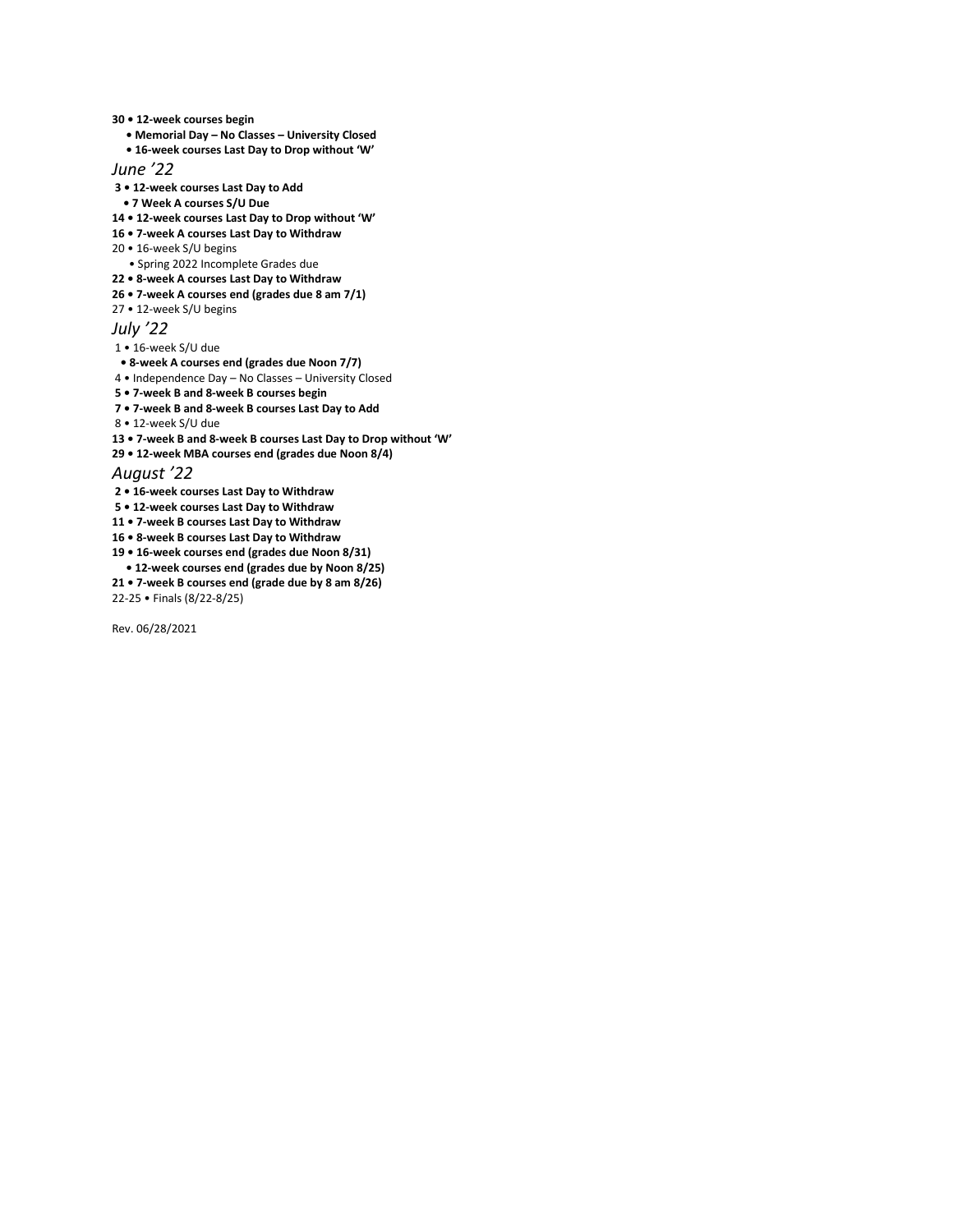**30 • 12-week courses begin**

**• Memorial Day – No Classes – University Closed**

**• 16-week courses Last Day to Drop without 'W'**

*June '22*

**3 • 12-week courses Last Day to Add**

**• 7 Week A courses S/U Due**

**14 • 12-week courses Last Day to Drop without 'W'**

**16 • 7-week A courses Last Day to Withdraw**

20 • 16-week S/U begins

• Spring 2022 Incomplete Grades due

**22 • 8-week A courses Last Day to Withdraw**

**26 • 7-week A courses end (grades due 8 am 7/1)**

27 • 12-week S/U begins

*July '22*

1 • 16-week S/U due

**• 8-week A courses end (grades due Noon 7/7)**

4 • Independence Day – No Classes – University Closed

**5 • 7-week B and 8-week B courses begin**

**7 • 7-week B and 8-week B courses Last Day to Add**

8 • 12-week S/U due

**13 • 7-week B and 8-week B courses Last Day to Drop without 'W'**

**29 • 12-week MBA courses end (grades due Noon 8/4)**

*August '22*

**2 • 16-week courses Last Day to Withdraw**

**5 • 12-week courses Last Day to Withdraw**

**11 • 7-week B courses Last Day to Withdraw**

**16 • 8-week B courses Last Day to Withdraw**

**19 • 16-week courses end (grades due Noon 8/31)**

**• 12-week courses end (grades due by Noon 8/25)**

**21 • 7-week B courses end (grade due by 8 am 8/26)**

22-25 • Finals (8/22-8/25)

Rev. 06/28/2021